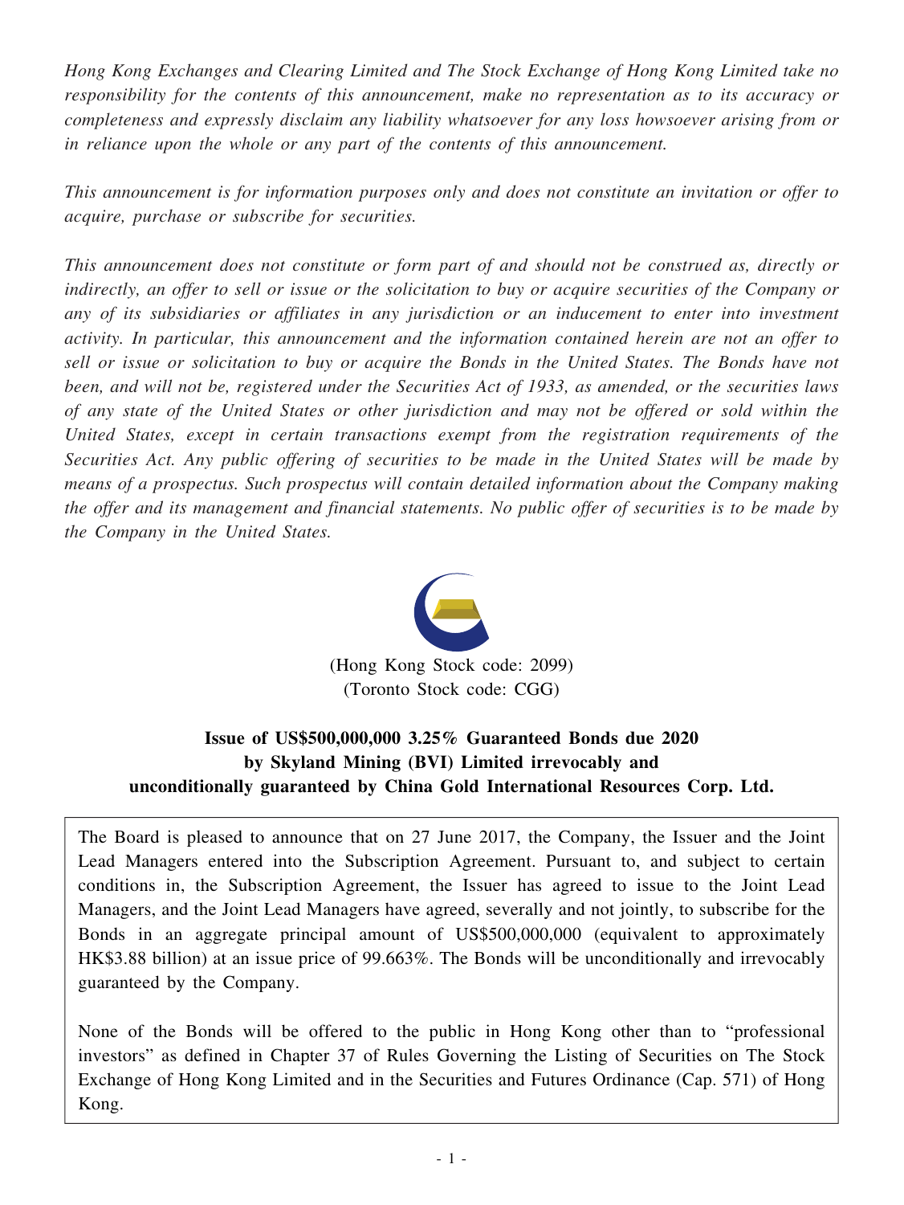*Hong Kong Exchanges and Clearing Limited and The Stock Exchange of Hong Kong Limited take no responsibility for the contents of this announcement, make no representation as to its accuracy or completeness and expressly disclaim any liability whatsoever for any loss howsoever arising from or in reliance upon the whole or any part of the contents of this announcement.*

*This announcement is for information purposes only and does not constitute an invitation or offer to acquire, purchase or subscribe for securities.*

*This announcement does not constitute or form part of and should not be construed as, directly or indirectly, an offer to sell or issue or the solicitation to buy or acquire securities of the Company or any of its subsidiaries or affiliates in any jurisdiction or an inducement to enter into investment activity. In particular, this announcement and the information contained herein are not an offer to sell or issue or solicitation to buy or acquire the Bonds in the United States. The Bonds have not been, and will not be, registered under the Securities Act of 1933, as amended, or the securities laws of any state of the United States or other jurisdiction and may not be offered or sold within the United States, except in certain transactions exempt from the registration requirements of the Securities Act. Any public offering of securities to be made in the United States will be made by means of a prospectus. Such prospectus will contain detailed information about the Company making the offer and its management and financial statements. No public offer of securities is to be made by the Company in the United States.*

(Hong Kong Stock code: 2099)
(Toronto Stock code: CGG)

**Issue of US$500,000,000 3.25% Guaranteed Bonds due 2020 by Skyland Mining (BVI) Limited irrevocably and unconditionally guaranteed by China Gold International Resources Corp. Ltd.**

The Board is pleased to announce that on 27 June 2017, the Company, the Issuer and the Joint Lead Managers entered into the Subscription Agreement. Pursuant to, and subject to certain conditions in, the Subscription Agreement, the Issuer has agreed to issue to the Joint Lead Managers, and the Joint Lead Managers have agreed, severally and not jointly, to subscribe for the Bonds in an aggregate principal amount of US$500,000,000 (equivalent to approximately HK$3.88 billion) at an issue price of 99.663%. The Bonds will be unconditionally and irrevocably guaranteed by the Company.

None of the Bonds will be offered to the public in Hong Kong other than to "professional investors" as defined in Chapter 37 of Rules Governing the Listing of Securities on The Stock Exchange of Hong Kong Limited and in the Securities and Futures Ordinance (Cap. 571) of Hong Kong.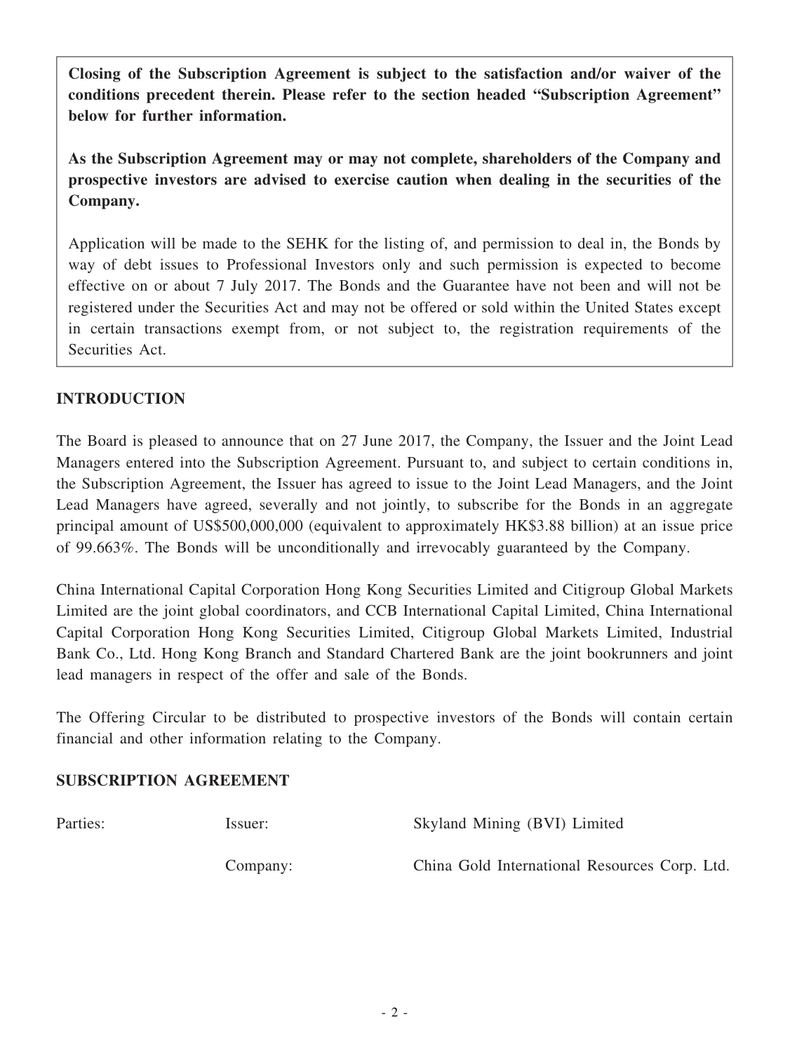**Closing of the Subscription Agreement is subject to the satisfaction and/or waiver of the conditions precedent therein. Please refer to the section headed "Subscription Agreement" below for further information.**

**As the Subscription Agreement may or may not complete, shareholders of the Company and prospective investors are advised to exercise caution when dealing in the securities of the Company.**

Application will be made to the SEHK for the listing of, and permission to deal in, the Bonds by way of debt issues to Professional Investors only and such permission is expected to become effective on or about 7 July 2017. The Bonds and the Guarantee have not been and will not be registered under the Securities Act and may not be offered or sold within the United States except in certain transactions exempt from, or not subject to, the registration requirements of the Securities Act.

## INTRODUCTION

The Board is pleased to announce that on 27 June 2017, the Company, the Issuer and the Joint Lead Managers entered into the Subscription Agreement. Pursuant to, and subject to certain conditions in, the Subscription Agreement, the Issuer has agreed to issue to the Joint Lead Managers, and the Joint Lead Managers have agreed, severally and not jointly, to subscribe for the Bonds in an aggregate principal amount of US$500,000,000 (equivalent to approximately HK$3.88 billion) at an issue price of 99.663%. The Bonds will be unconditionally and irrevocably guaranteed by the Company.

China International Capital Corporation Hong Kong Securities Limited and Citigroup Global Markets Limited are the joint global coordinators, and CCB International Capital Limited, China International Capital Corporation Hong Kong Securities Limited, Citigroup Global Markets Limited, Industrial Bank Co., Ltd. Hong Kong Branch and Standard Chartered Bank are the joint bookrunners and joint lead managers in respect of the offer and sale of the Bonds.

The Offering Circular to be distributed to prospective investors of the Bonds will contain certain financial and other information relating to the Company.

## SUBSCRIPTION AGREEMENT

| | | |
|---|---|---|
| Parties: | Issuer: | Skyland Mining (BVI) Limited |
| | Company: | China Gold International Resources Corp. Ltd. |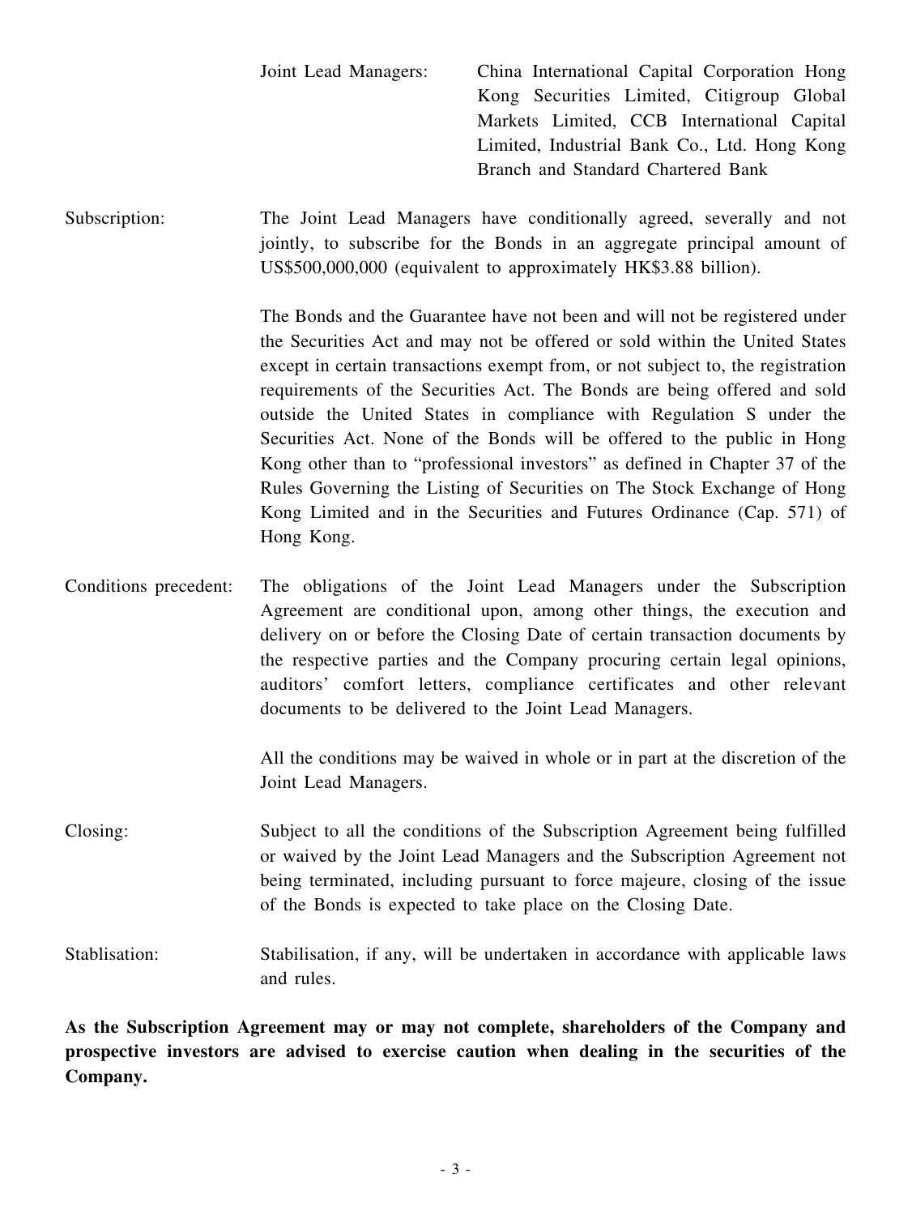Joint Lead Managers: China International Capital Corporation Hong Kong Securities Limited, Citigroup Global Markets Limited, CCB International Capital Limited, Industrial Bank Co., Ltd. Hong Kong Branch and Standard Chartered Bank

Subscription: The Joint Lead Managers have conditionally agreed, severally and not jointly, to subscribe for the Bonds in an aggregate principal amount of US$500,000,000 (equivalent to approximately HK$3.88 billion).

The Bonds and the Guarantee have not been and will not be registered under the Securities Act and may not be offered or sold within the United States except in certain transactions exempt from, or not subject to, the registration requirements of the Securities Act. The Bonds are being offered and sold outside the United States in compliance with Regulation S under the Securities Act. None of the Bonds will be offered to the public in Hong Kong other than to "professional investors" as defined in Chapter 37 of the Rules Governing the Listing of Securities on The Stock Exchange of Hong Kong Limited and in the Securities and Futures Ordinance (Cap. 571) of Hong Kong.

Conditions precedent: The obligations of the Joint Lead Managers under the Subscription Agreement are conditional upon, among other things, the execution and delivery on or before the Closing Date of certain transaction documents by the respective parties and the Company procuring certain legal opinions, auditors' comfort letters, compliance certificates and other relevant documents to be delivered to the Joint Lead Managers.

All the conditions may be waived in whole or in part at the discretion of the Joint Lead Managers.

Closing: Subject to all the conditions of the Subscription Agreement being fulfilled or waived by the Joint Lead Managers and the Subscription Agreement not being terminated, including pursuant to force majeure, closing of the issue of the Bonds is expected to take place on the Closing Date.

Stablisation: Stabilisation, if any, will be undertaken in accordance with applicable laws and rules.

**As the Subscription Agreement may or may not complete, shareholders of the Company and prospective investors are advised to exercise caution when dealing in the securities of the Company.**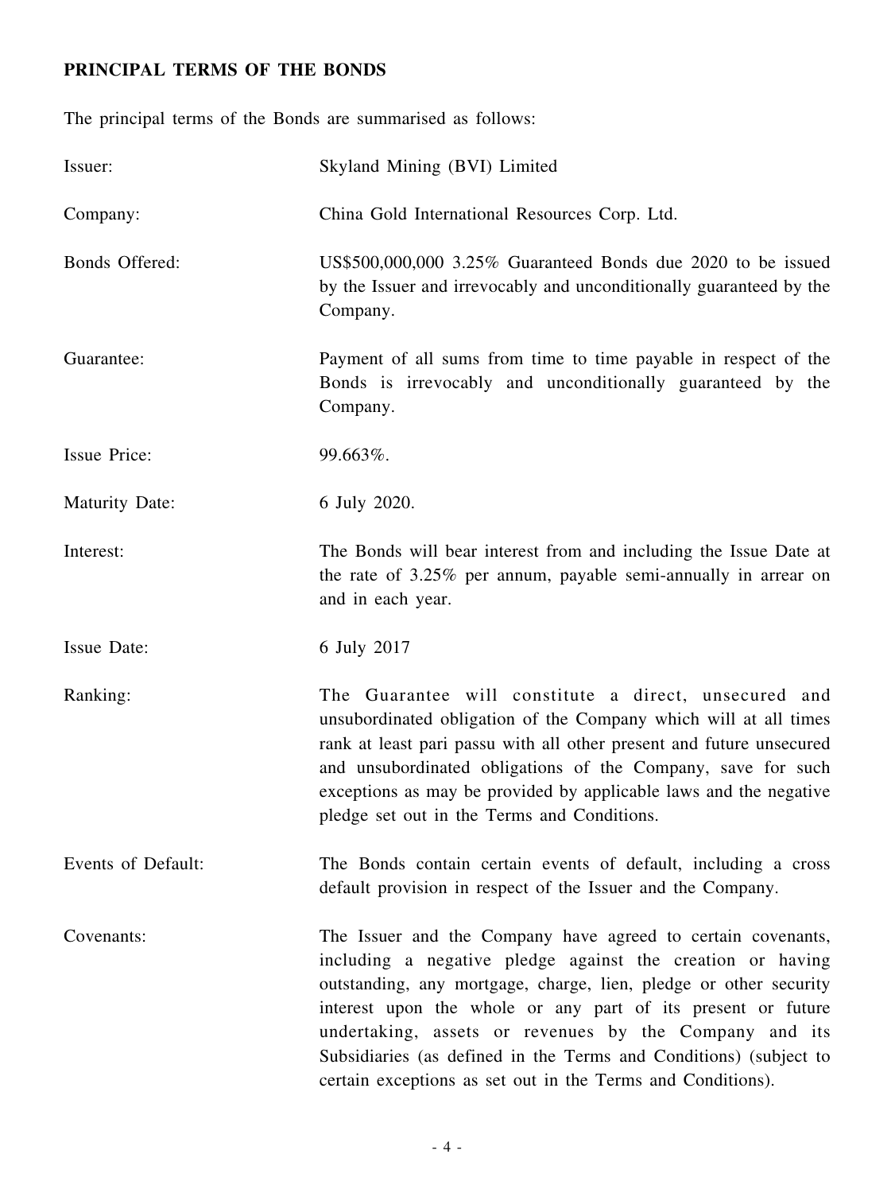## PRINCIPAL TERMS OF THE BONDS

The principal terms of the Bonds are summarised as follows:

| | |
|---|---|
| Issuer: | Skyland Mining (BVI) Limited |
| Company: | China Gold International Resources Corp. Ltd. |
| Bonds Offered: | US$500,000,000 3.25% Guaranteed Bonds due 2020 to be issued by the Issuer and irrevocably and unconditionally guaranteed by the Company. |
| Guarantee: | Payment of all sums from time to time payable in respect of the Bonds is irrevocably and unconditionally guaranteed by the Company. |
| Issue Price: | 99.663%. |
| Maturity Date: | 6 July 2020. |
| Interest: | The Bonds will bear interest from and including the Issue Date at the rate of 3.25% per annum, payable semi-annually in arrear on and in each year. |
| Issue Date: | 6 July 2017 |
| Ranking: | The Guarantee will constitute a direct, unsecured and unsubordinated obligation of the Company which will at all times rank at least pari passu with all other present and future unsecured and unsubordinated obligations of the Company, save for such exceptions as may be provided by applicable laws and the negative pledge set out in the Terms and Conditions. |
| Events of Default: | The Bonds contain certain events of default, including a cross default provision in respect of the Issuer and the Company. |
| Covenants: | The Issuer and the Company have agreed to certain covenants, including a negative pledge against the creation or having outstanding, any mortgage, charge, lien, pledge or other security interest upon the whole or any part of its present or future undertaking, assets or revenues by the Company and its Subsidiaries (as defined in the Terms and Conditions) (subject to certain exceptions as set out in the Terms and Conditions). |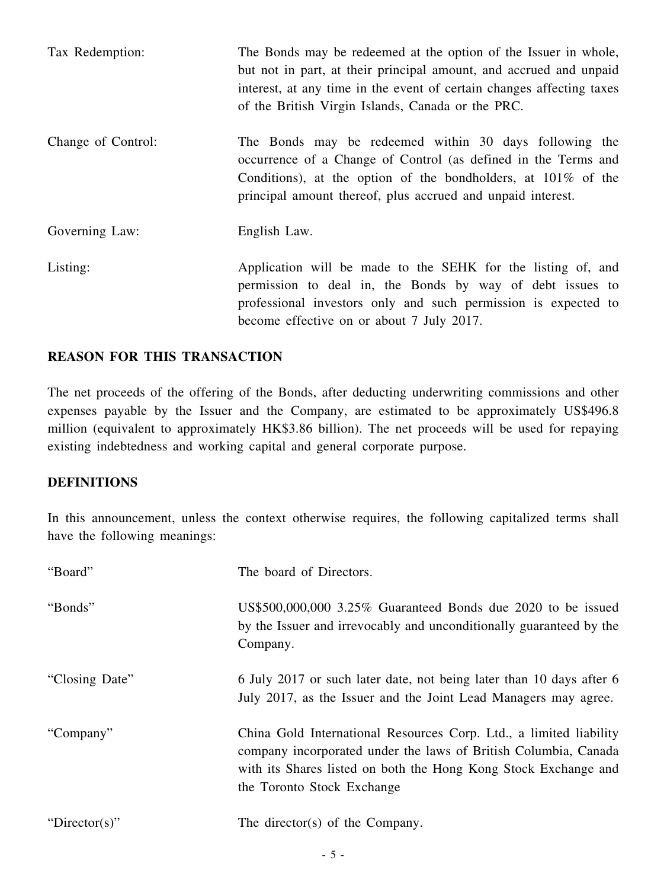| | |
|---|---|
| Tax Redemption: | The Bonds may be redeemed at the option of the Issuer in whole, but not in part, at their principal amount, and accrued and unpaid interest, at any time in the event of certain changes affecting taxes of the British Virgin Islands, Canada or the PRC. |
| Change of Control: | The Bonds may be redeemed within 30 days following the occurrence of a Change of Control (as defined in the Terms and Conditions), at the option of the bondholders, at 101% of the principal amount thereof, plus accrued and unpaid interest. |
| Governing Law: | English Law. |
| Listing: | Application will be made to the SEHK for the listing of, and permission to deal in, the Bonds by way of debt issues to professional investors only and such permission is expected to become effective on or about 7 July 2017. |

## REASON FOR THIS TRANSACTION

The net proceeds of the offering of the Bonds, after deducting underwriting commissions and other expenses payable by the Issuer and the Company, are estimated to be approximately US$496.8 million (equivalent to approximately HK$3.86 billion). The net proceeds will be used for repaying existing indebtedness and working capital and general corporate purpose.

## DEFINITIONS

In this announcement, unless the context otherwise requires, the following capitalized terms shall have the following meanings:

| | |
|---|---|
| "Board" | The board of Directors. |
| "Bonds" | US$500,000,000 3.25% Guaranteed Bonds due 2020 to be issued by the Issuer and irrevocably and unconditionally guaranteed by the Company. |
| "Closing Date" | 6 July 2017 or such later date, not being later than 10 days after 6 July 2017, as the Issuer and the Joint Lead Managers may agree. |
| "Company" | China Gold International Resources Corp. Ltd., a limited liability company incorporated under the laws of British Columbia, Canada with its Shares listed on both the Hong Kong Stock Exchange and the Toronto Stock Exchange |
| "Director(s)" | The director(s) of the Company. |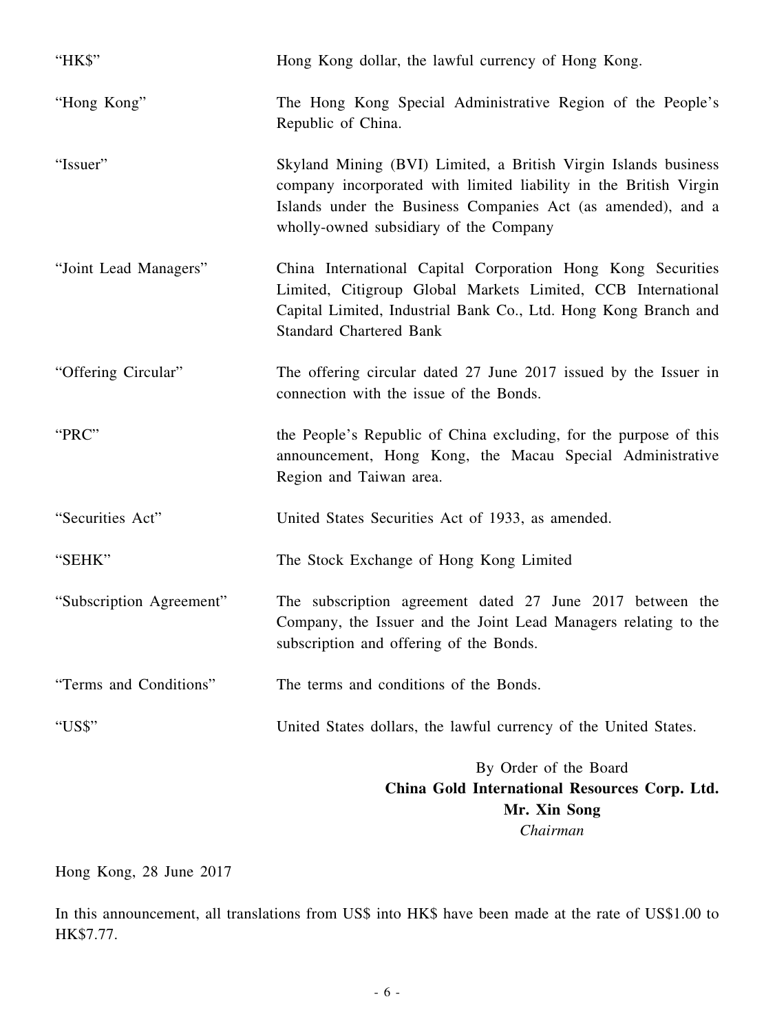| | |
|---|---|
| "HK$" | Hong Kong dollar, the lawful currency of Hong Kong. |
| "Hong Kong" | The Hong Kong Special Administrative Region of the People's Republic of China. |
| "Issuer" | Skyland Mining (BVI) Limited, a British Virgin Islands business company incorporated with limited liability in the British Virgin Islands under the Business Companies Act (as amended), and a wholly-owned subsidiary of the Company |
| "Joint Lead Managers" | China International Capital Corporation Hong Kong Securities Limited, Citigroup Global Markets Limited, CCB International Capital Limited, Industrial Bank Co., Ltd. Hong Kong Branch and Standard Chartered Bank |
| "Offering Circular" | The offering circular dated 27 June 2017 issued by the Issuer in connection with the issue of the Bonds. |
| "PRC" | the People's Republic of China excluding, for the purpose of this announcement, Hong Kong, the Macau Special Administrative Region and Taiwan area. |
| "Securities Act" | United States Securities Act of 1933, as amended. |
| "SEHK" | The Stock Exchange of Hong Kong Limited |
| "Subscription Agreement" | The subscription agreement dated 27 June 2017 between the Company, the Issuer and the Joint Lead Managers relating to the subscription and offering of the Bonds. |
| "Terms and Conditions" | The terms and conditions of the Bonds. |
| "US$" | United States dollars, the lawful currency of the United States. |

By Order of the Board
**China Gold International Resources Corp. Ltd.**
**Mr. Xin Song**
*Chairman*

Hong Kong, 28 June 2017

In this announcement, all translations from US$ into HK$ have been made at the rate of US$1.00 to HK$7.77.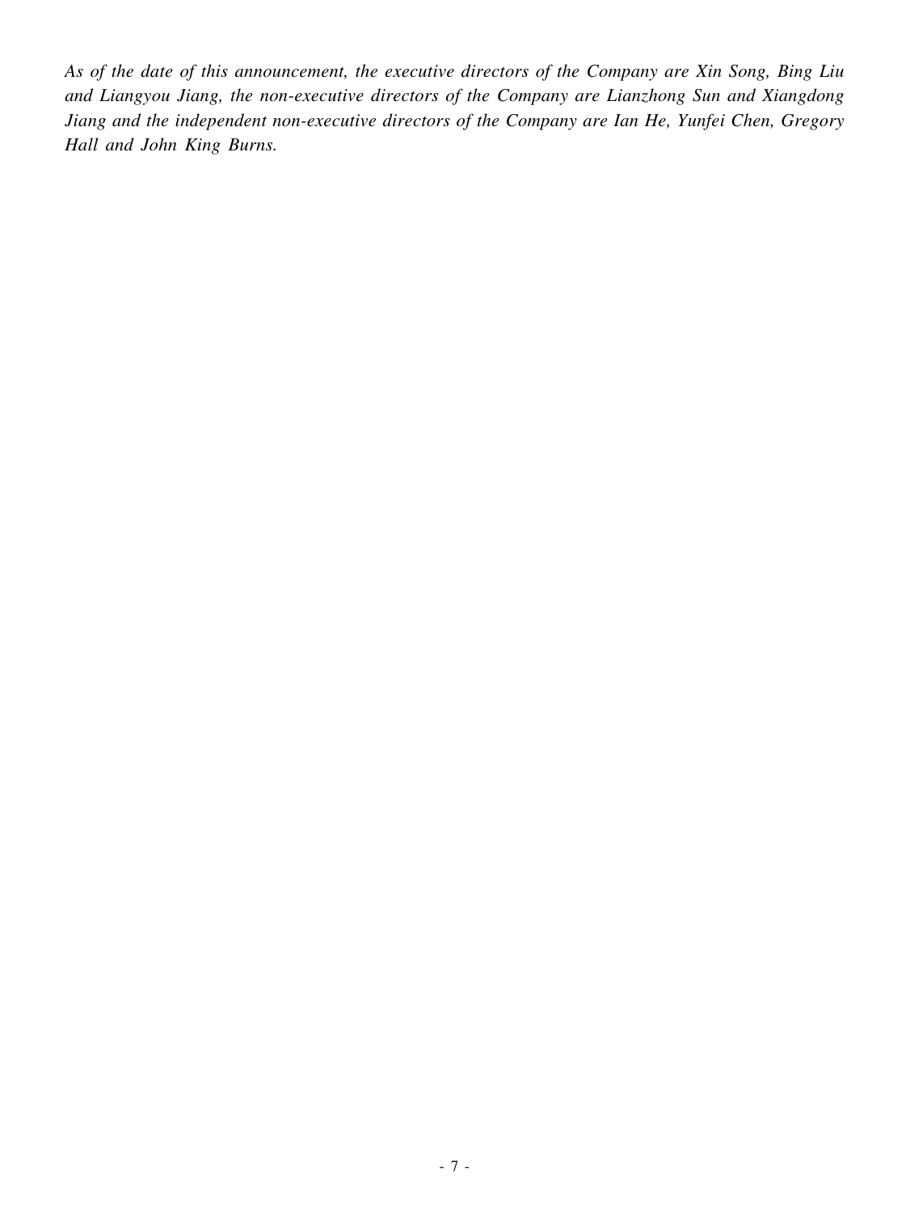*As of the date of this announcement, the executive directors of the Company are Xin Song, Bing Liu and Liangyou Jiang, the non-executive directors of the Company are Lianzhong Sun and Xiangdong Jiang and the independent non-executive directors of the Company are Ian He, Yunfei Chen, Gregory Hall and John King Burns.*